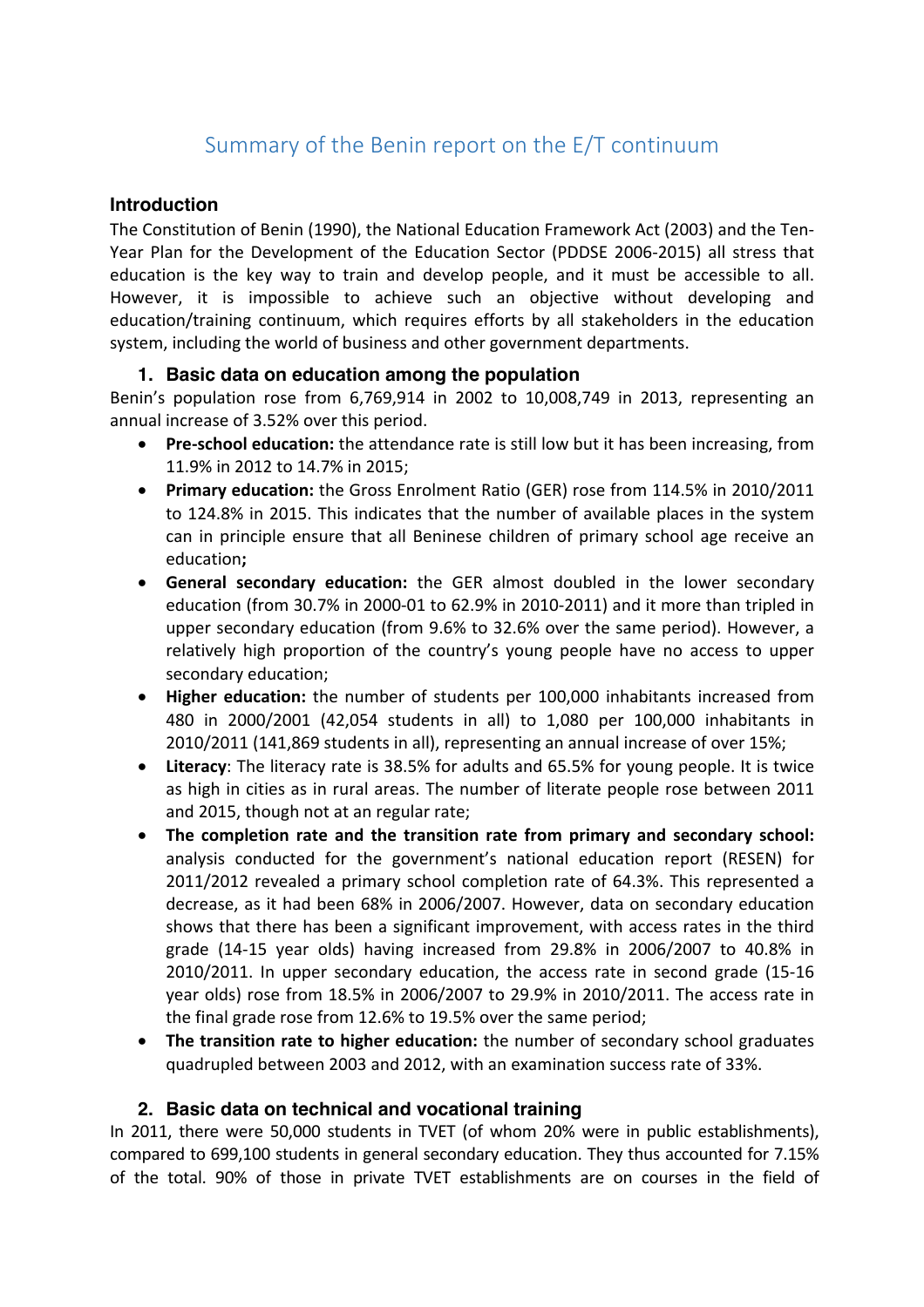# Summary of the Benin report on the E/T continuum

## Introduction

The Constitution of Benin (1990), the National Education Framework Act (2003) and the Ten-Year Plan for the Development of the Education Sector (PDDSE 2006-2015) all stress that education is the key way to train and develop people, and it must be accessible to all. However, it is impossible to achieve such an objective without developing and education/training continuum, which requires efforts by all stakeholders in the education system, including the world of business and other government departments.

### 1. Basic data on education among the population

Benin's population rose from 6,769,914 in 2002 to 10,008,749 in 2013, representing an annual increase of 3.52% over this period.

- **Pre-school education:** the attendance rate is still low but it has been increasing, from 11.9% in 2012 to 14.7% in 2015;
- **Primary education:** the Gross Enrolment Ratio (GER) rose from 114.5% in 2010/2011 to 124.8% in 2015. This indicates that the number of available places in the system can in principle ensure that all Beninese children of primary school age receive an education**;**
- **General secondary education:** the GER almost doubled in the lower secondary education (from 30.7% in 2000-01 to 62.9% in 2010-2011) and it more than tripled in upper secondary education (from 9.6% to 32.6% over the same period). However, a relatively high proportion of the country's young people have no access to upper secondary education;
- **Higher education:** the number of students per 100,000 inhabitants increased from 480 in 2000/2001 (42,054 students in all) to 1,080 per 100,000 inhabitants in 2010/2011 (141,869 students in all), representing an annual increase of over 15%;
- **Literacy**: The literacy rate is 38.5% for adults and 65.5% for young people. It is twice as high in cities as in rural areas. The number of literate people rose between 2011 and 2015, though not at an regular rate;
- **The completion rate and the transition rate from primary and secondary school:** analysis conducted for the government's national education report (RESEN) for 2011/2012 revealed a primary school completion rate of 64.3%. This represented a decrease, as it had been 68% in 2006/2007. However, data on secondary education shows that there has been a significant improvement, with access rates in the third grade (14-15 year olds) having increased from 29.8% in 2006/2007 to 40.8% in 2010/2011. In upper secondary education, the access rate in second grade (15-16 year olds) rose from 18.5% in 2006/2007 to 29.9% in 2010/2011. The access rate in the final grade rose from 12.6% to 19.5% over the same period;
- **The transition rate to higher education:** the number of secondary school graduates quadrupled between 2003 and 2012, with an examination success rate of 33%.

### 2. Basic data on technical and vocational training

In 2011, there were 50,000 students in TVET (of whom 20% were in public establishments), compared to 699,100 students in general secondary education. They thus accounted for 7.15% of the total. 90% of those in private TVET establishments are on courses in the field of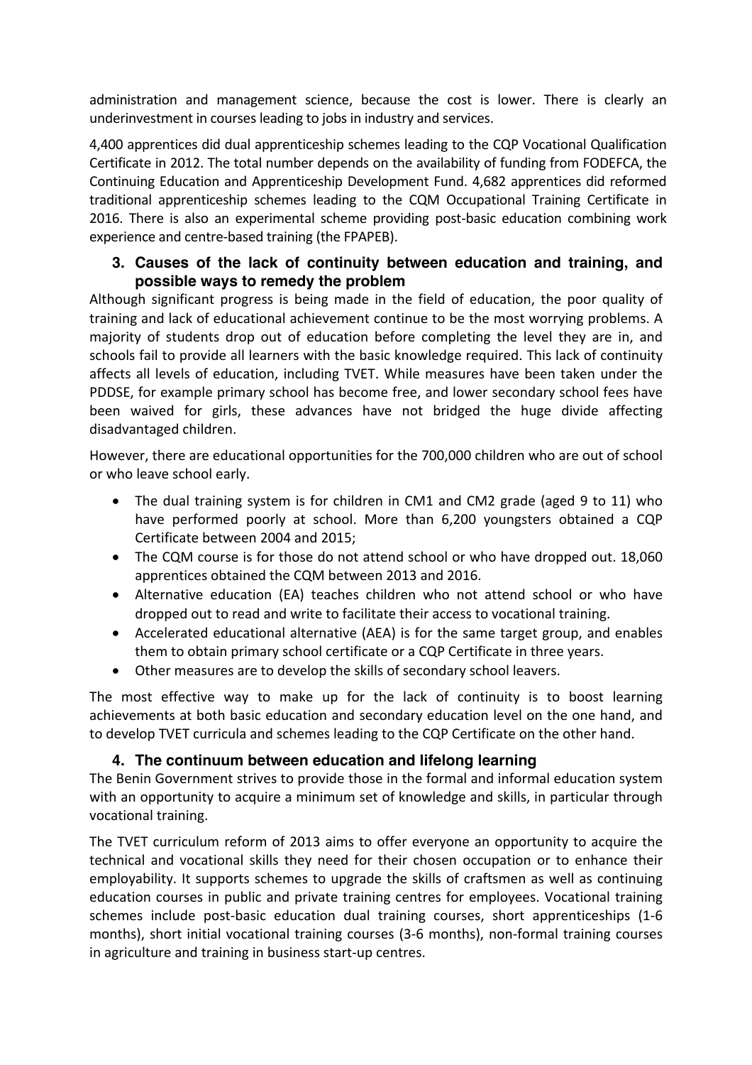administration and management science, because the cost is lower. There is clearly an underinvestment in courses leading to jobs in industry and services.

4,400 apprentices did dual apprenticeship schemes leading to the CQP Vocational Qualification Certificate in 2012. The total number depends on the availability of funding from FODEFCA, the Continuing Education and Apprenticeship Development Fund. 4,682 apprentices did reformed traditional apprenticeship schemes leading to the CQM Occupational Training Certificate in 2016. There is also an experimental scheme providing post-basic education combining work experience and centre-based training (the FPAPEB).

### 3. Causes of the lack of continuity between education and training, and possible ways to remedy the problem

Although significant progress is being made in the field of education, the poor quality of training and lack of educational achievement continue to be the most worrying problems. A majority of students drop out of education before completing the level they are in, and schools fail to provide all learners with the basic knowledge required. This lack of continuity affects all levels of education, including TVET. While measures have been taken under the PDDSE, for example primary school has become free, and lower secondary school fees have been waived for girls, these advances have not bridged the huge divide affecting disadvantaged children.

However, there are educational opportunities for the 700,000 children who are out of school or who leave school early.

- The dual training system is for children in CM1 and CM2 grade (aged 9 to 11) who have performed poorly at school. More than 6,200 youngsters obtained a CQP Certificate between 2004 and 2015;
- The CQM course is for those do not attend school or who have dropped out. 18,060 apprentices obtained the CQM between 2013 and 2016.
- Alternative education (EA) teaches children who not attend school or who have dropped out to read and write to facilitate their access to vocational training.
- Accelerated educational alternative (AEA) is for the same target group, and enables them to obtain primary school certificate or a CQP Certificate in three years.
- Other measures are to develop the skills of secondary school leavers.

The most effective way to make up for the lack of continuity is to boost learning achievements at both basic education and secondary education level on the one hand, and to develop TVET curricula and schemes leading to the CQP Certificate on the other hand.

### 4. The continuum between education and lifelong learning

The Benin Government strives to provide those in the formal and informal education system with an opportunity to acquire a minimum set of knowledge and skills, in particular through vocational training.

The TVET curriculum reform of 2013 aims to offer everyone an opportunity to acquire the technical and vocational skills they need for their chosen occupation or to enhance their employability. It supports schemes to upgrade the skills of craftsmen as well as continuing education courses in public and private training centres for employees. Vocational training schemes include post-basic education dual training courses, short apprenticeships (1-6 months), short initial vocational training courses (3-6 months), non-formal training courses in agriculture and training in business start-up centres.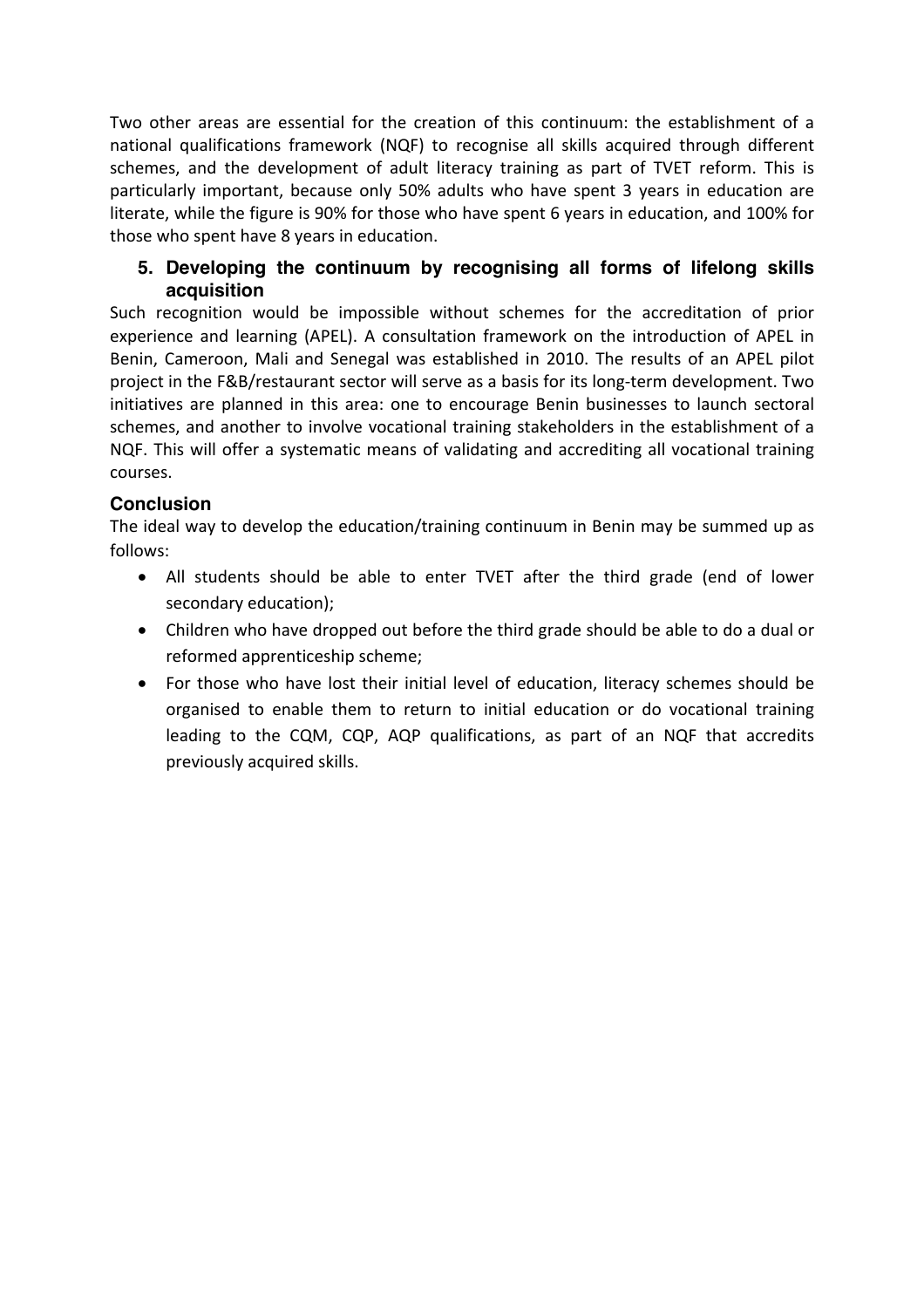Two other areas are essential for the creation of this continuum: the establishment of a national qualifications framework (NQF) to recognise all skills acquired through different schemes, and the development of adult literacy training as part of TVET reform. This is particularly important, because only 50% adults who have spent 3 years in education are literate, while the figure is 90% for those who have spent 6 years in education, and 100% for those who spent have 8 years in education.

### 5. Developing the continuum by recognising all forms of lifelong skills acquisition

Such recognition would be impossible without schemes for the accreditation of prior experience and learning (APEL). A consultation framework on the introduction of APEL in Benin, Cameroon, Mali and Senegal was established in 2010. The results of an APEL pilot project in the F&B/restaurant sector will serve as a basis for its long-term development. Two initiatives are planned in this area: one to encourage Benin businesses to launch sectoral schemes, and another to involve vocational training stakeholders in the establishment of a NQF. This will offer a systematic means of validating and accrediting all vocational training courses.

### Conclusion

The ideal way to develop the education/training continuum in Benin may be summed up as follows:

- All students should be able to enter TVET after the third grade (end of lower secondary education);
- Children who have dropped out before the third grade should be able to do a dual or reformed apprenticeship scheme;
- For those who have lost their initial level of education, literacy schemes should be organised to enable them to return to initial education or do vocational training leading to the CQM, CQP, AQP qualifications, as part of an NQF that accredits previously acquired skills.